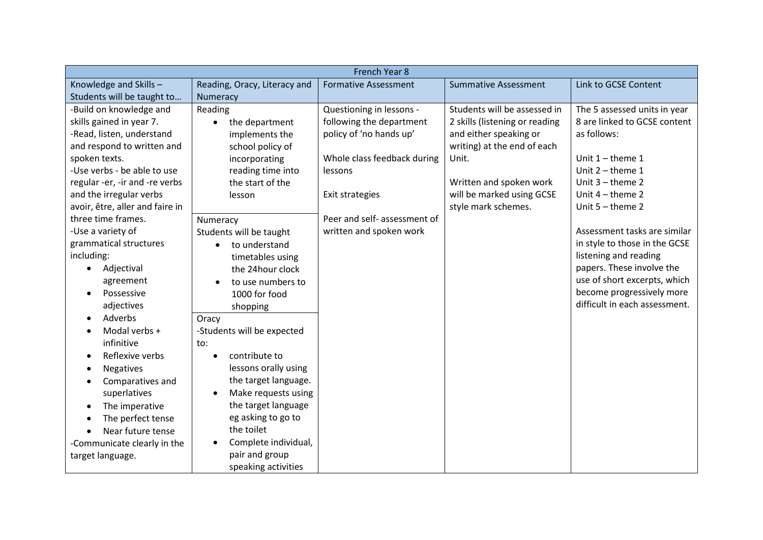| French Year 8 | | | | |
|---|---|---|---|---|
| Knowledge and Skills – Students will be taught to… | Reading, Oracy, Literacy and Numeracy | Formative Assessment | Summative Assessment | Link to GCSE Content |
| -Build on knowledge and skills gained in year 7.<br>-Read, listen, understand and respond to written and spoken texts.<br>-Use verbs - be able to use regular -er, -ir and -re verbs and the irregular verbs avoir, être, aller and faire in three time frames.<br>-Use a variety of grammatical structures including:<br>• Adjectival agreement<br>• Possessive adjectives<br>• Adverbs<br>• Modal verbs + infinitive<br>• Reflexive verbs<br>• Negatives<br>• Comparatives and superlatives<br>• The imperative<br>• The perfect tense<br>• Near future tense<br>-Communicate clearly in the target language. | Reading<br>• the department implements the school policy of incorporating reading time into the start of the lesson<br><br>Numeracy<br>Students will be taught<br>• to understand timetables using the 24hour clock<br>• to use numbers to 1000 for food shopping<br><br>Oracy<br>-Students will be expected to:<br>• contribute to lessons orally using the target language.<br>• Make requests using the target language eg asking to go to the toilet<br>• Complete individual, pair and group speaking activities | Questioning in lessons - following the department policy of 'no hands up'<br><br>Whole class feedback during lessons<br><br>Exit strategies<br><br>Peer and self- assessment of written and spoken work | Students will be assessed in 2 skills (listening or reading and either speaking or writing) at the end of each Unit.<br><br>Written and spoken work will be marked using GCSE style mark schemes. | The 5 assessed units in year 8 are linked to GCSE content as follows:<br><br>Unit 1 – theme 1<br>Unit 2 – theme 1<br>Unit 3 – theme 2<br>Unit 4 – theme 2<br>Unit 5 – theme 2<br><br>Assessment tasks are similar in style to those in the GCSE listening and reading papers. These involve the use of short excerpts, which become progressively more difficult in each assessment. |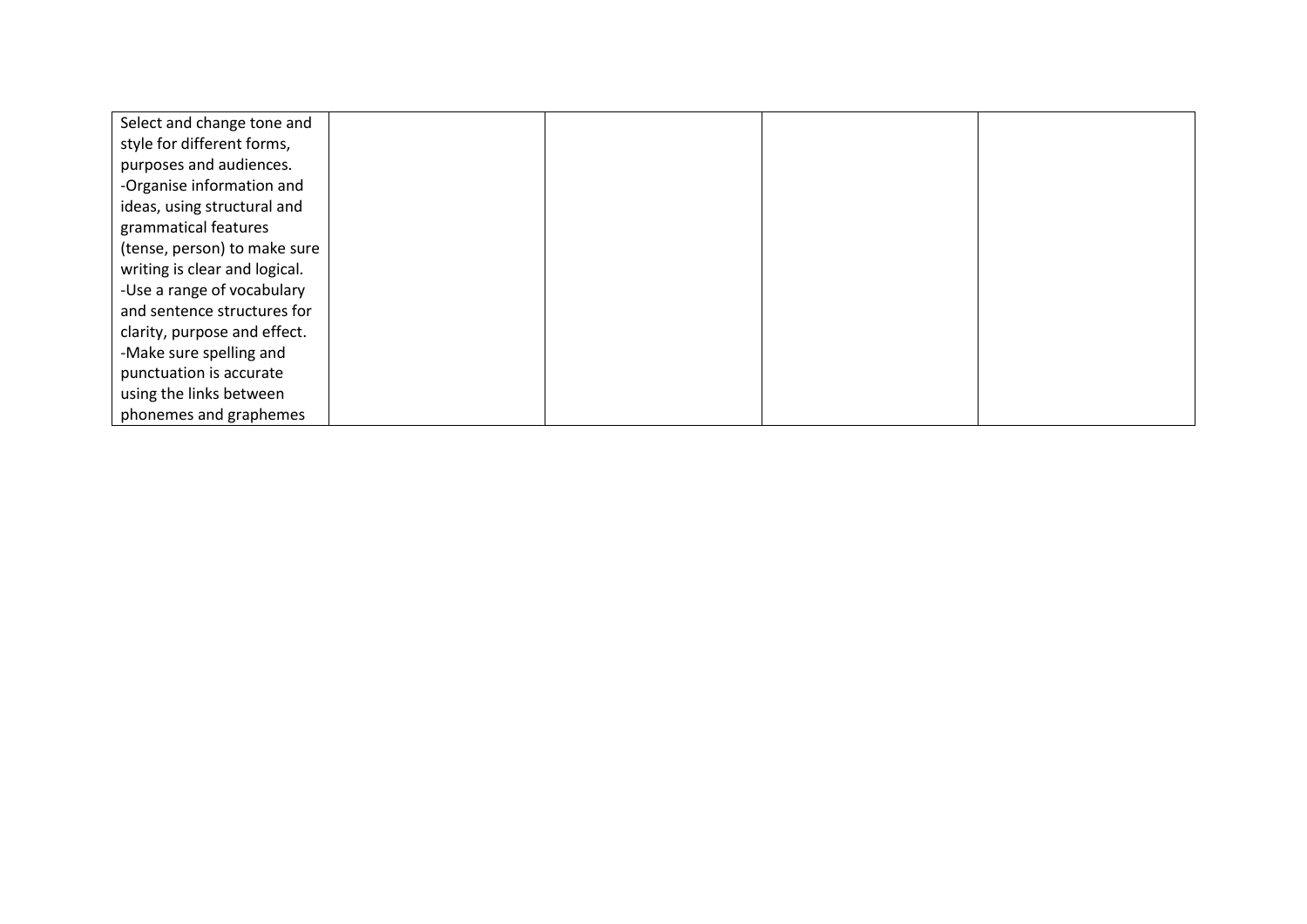| | | | | |
|---|---|---|---|---|
| Select and change tone and style for different forms, purposes and audiences.<br>-Organise information and ideas, using structural and grammatical features (tense, person) to make sure writing is clear and logical.<br>-Use a range of vocabulary and sentence structures for clarity, purpose and effect.<br>-Make sure spelling and punctuation is accurate using the links between phonemes and graphemes | | | | |